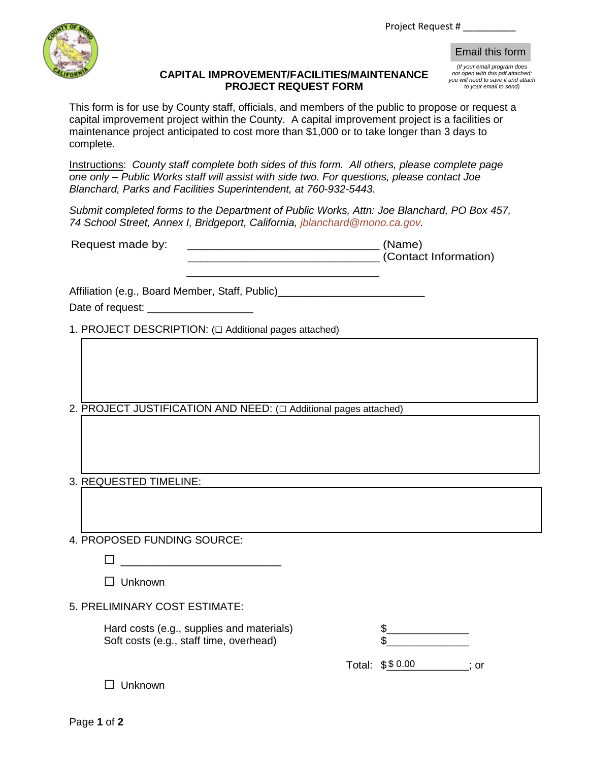Project Request # __________

Email this form

*(If your email program does not open with this pdf attached; you will need to save it and attach to your email to send)*

**CAPITAL IMPROVEMENT/FACILITIES/MAINTENANCE PROJECT REQUEST FORM**

This form is for use by County staff, officials, and members of the public to propose or request a capital improvement project within the County. A capital improvement project is a facilities or maintenance project anticipated to cost more than $1,000 or to take longer than 3 days to complete.

Instructions: *County staff complete both sides of this form. All others, please complete page one only – Public Works staff will assist with side two. For questions, please contact Joe Blanchard, Parks and Facilities Superintendent, at 760-932-5443.*

*Submit completed forms to the Department of Public Works, Attn: Joe Blanchard, PO Box 457, 74 School Street, Annex I, Bridgeport, California, jblanchard@mono.ca.gov.*

Request made by: ______________________________ (Name)
______________________________ (Contact Information)
______________________________

Affiliation (e.g., Board Member, Staff, Public)________________________

Date of request: _________________

1. PROJECT DESCRIPTION: (☐ Additional pages attached)

2. PROJECT JUSTIFICATION AND NEED: (☐ Additional pages attached)

3. REQUESTED TIMELINE:

4. PROPOSED FUNDING SOURCE:

☐ __________________________

☐ Unknown

5. PRELIMINARY COST ESTIMATE:

Hard costs (e.g., supplies and materials) $_____________
Soft costs (e.g., staff time, overhead) $_____________

Total: $$ 0.00__________; or

☐ Unknown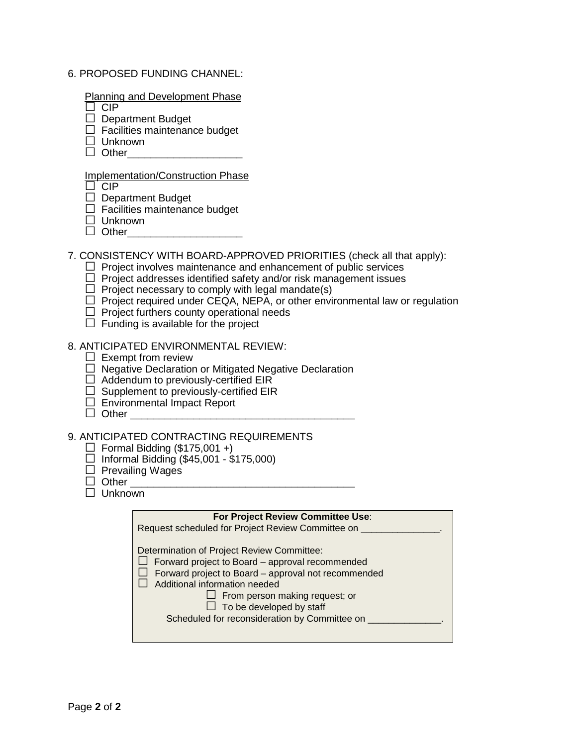6. PROPOSED FUNDING CHANNEL:

Planning and Development Phase

- ☐ CIP
- ☐ Department Budget
- ☐ Facilities maintenance budget
- ☐ Unknown
- ☐ Other____________________

Implementation/Construction Phase

- ☐ CIP
- ☐ Department Budget
- ☐ Facilities maintenance budget
- ☐ Unknown
- ☐ Other____________________

7. CONSISTENCY WITH BOARD-APPROVED PRIORITIES (check all that apply):

- ☐ Project involves maintenance and enhancement of public services
- ☐ Project addresses identified safety and/or risk management issues
- ☐ Project necessary to comply with legal mandate(s)
- ☐ Project required under CEQA, NEPA, or other environmental law or regulation
- ☐ Project furthers county operational needs
- ☐ Funding is available for the project

8. ANTICIPATED ENVIRONMENTAL REVIEW:

- ☐ Exempt from review
- ☐ Negative Declaration or Mitigated Negative Declaration
- ☐ Addendum to previously-certified EIR
- ☐ Supplement to previously-certified EIR
- ☐ Environmental Impact Report
- ☐ Other ________________________________________

9. ANTICIPATED CONTRACTING REQUIREMENTS

- ☐ Formal Bidding ($175,001 +)
- ☐ Informal Bidding ($45,001 - $175,000)
- ☐ Prevailing Wages
- ☐ Other ________________________________________
- ☐ Unknown

**For Project Review Committee Use**:

Request scheduled for Project Review Committee on _______________.

Determination of Project Review Committee:

- ☐ Forward project to Board – approval recommended
- ☐ Forward project to Board – approval not recommended
- ☐ Additional information needed
  - ☐ From person making request; or
  - ☐ To be developed by staff

Scheduled for reconsideration by Committee on ______________.